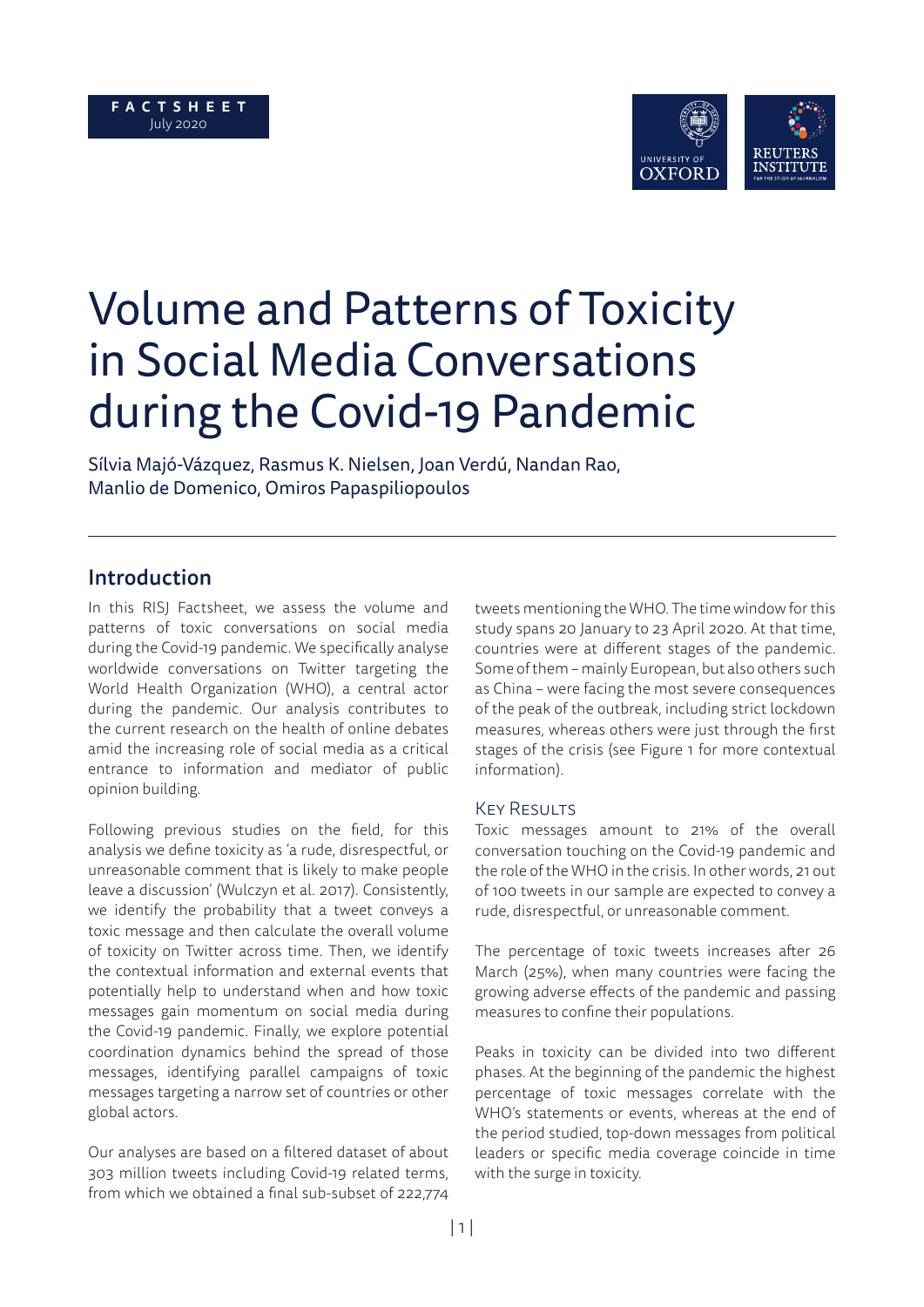**FACTSHEET**
July 2020

# Volume and Patterns of Toxicity in Social Media Conversations during the Covid-19 Pandemic

Sílvia Majó-Vázquez, Rasmus K. Nielsen, Joan Verdú, Nandan Rao, Manlio de Domenico, Omiros Papaspiliopoulos

## Introduction

In this RISJ Factsheet, we assess the volume and patterns of toxic conversations on social media during the Covid-19 pandemic. We specifically analyse worldwide conversations on Twitter targeting the World Health Organization (WHO), a central actor during the pandemic. Our analysis contributes to the current research on the health of online debates amid the increasing role of social media as a critical entrance to information and mediator of public opinion building.

Following previous studies on the field, for this analysis we define toxicity as 'a rude, disrespectful, or unreasonable comment that is likely to make people leave a discussion' (Wulczyn et al. 2017). Consistently, we identify the probability that a tweet conveys a toxic message and then calculate the overall volume of toxicity on Twitter across time. Then, we identify the contextual information and external events that potentially help to understand when and how toxic messages gain momentum on social media during the Covid-19 pandemic. Finally, we explore potential coordination dynamics behind the spread of those messages, identifying parallel campaigns of toxic messages targeting a narrow set of countries or other global actors.

Our analyses are based on a filtered dataset of about 303 million tweets including Covid-19 related terms, from which we obtained a final sub-subset of 222,774 tweets mentioning the WHO. The time window for this study spans 20 January to 23 April 2020. At that time, countries were at different stages of the pandemic. Some of them – mainly European, but also others such as China – were facing the most severe consequences of the peak of the outbreak, including strict lockdown measures, whereas others were just through the first stages of the crisis (see Figure 1 for more contextual information).

### Key Results

Toxic messages amount to 21% of the overall conversation touching on the Covid-19 pandemic and the role of the WHO in the crisis. In other words, 21 out of 100 tweets in our sample are expected to convey a rude, disrespectful, or unreasonable comment.

The percentage of toxic tweets increases after 26 March (25%), when many countries were facing the growing adverse effects of the pandemic and passing measures to confine their populations.

Peaks in toxicity can be divided into two different phases. At the beginning of the pandemic the highest percentage of toxic messages correlate with the WHO's statements or events, whereas at the end of the period studied, top-down messages from political leaders or specific media coverage coincide in time with the surge in toxicity.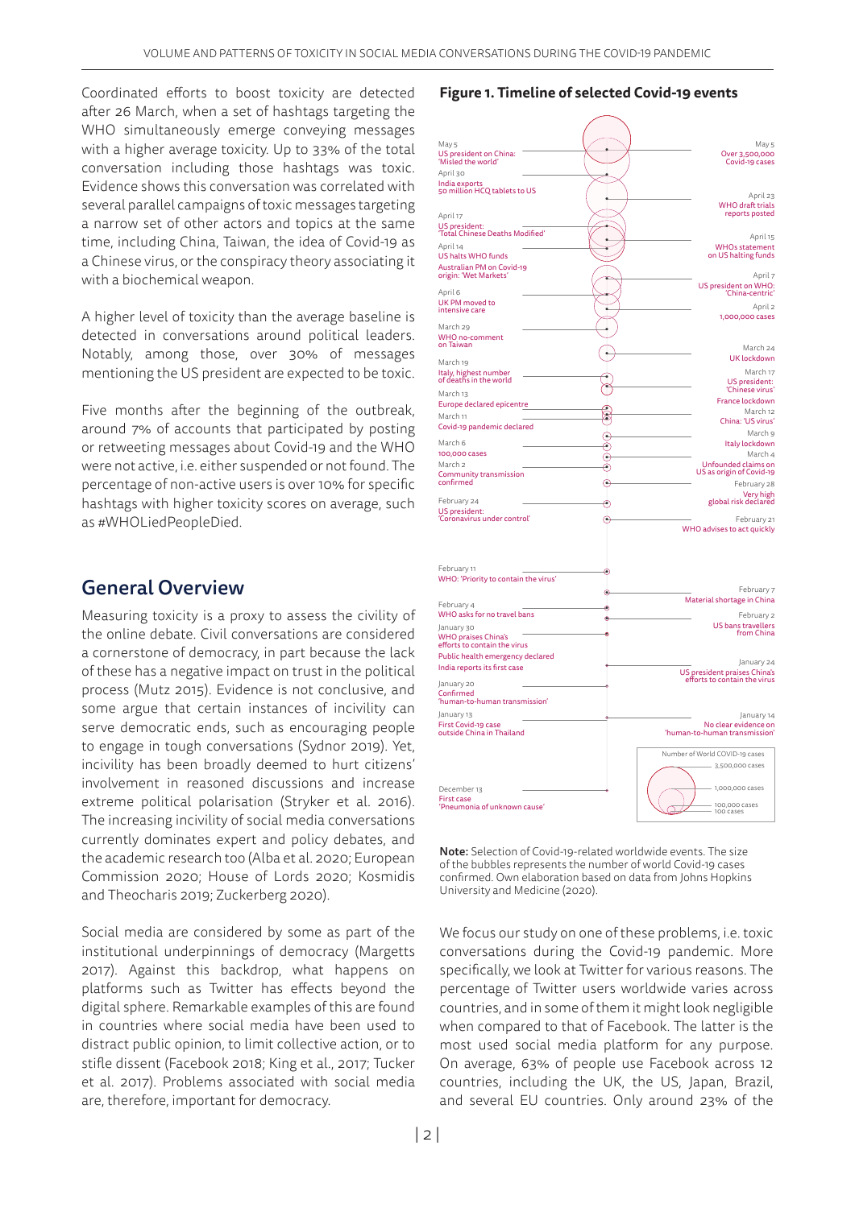Coordinated efforts to boost toxicity are detected after 26 March, when a set of hashtags targeting the WHO simultaneously emerge conveying messages with a higher average toxicity. Up to 33% of the total conversation including those hashtags was toxic. Evidence shows this conversation was correlated with several parallel campaigns of toxic messages targeting a narrow set of other actors and topics at the same time, including China, Taiwan, the idea of Covid-19 as a Chinese virus, or the conspiracy theory associating it with a biochemical weapon.

A higher level of toxicity than the average baseline is detected in conversations around political leaders. Notably, among those, over 30% of messages mentioning the US president are expected to be toxic.

Five months after the beginning of the outbreak, around 7% of accounts that participated by posting or retweeting messages about Covid-19 and the WHO were not active, i.e. either suspended or not found. The percentage of non-active users is over 10% for specific hashtags with higher toxicity scores on average, such as #WHOLiedPeopleDied.

## General Overview

Measuring toxicity is a proxy to assess the civility of the online debate. Civil conversations are considered a cornerstone of democracy, in part because the lack of these has a negative impact on trust in the political process (Mutz 2015). Evidence is not conclusive, and some argue that certain instances of incivility can serve democratic ends, such as encouraging people to engage in tough conversations (Sydnor 2019). Yet, incivility has been broadly deemed to hurt citizens' involvement in reasoned discussions and increase extreme political polarisation (Stryker et al. 2016). The increasing incivility of social media conversations currently dominates expert and policy debates, and the academic research too (Alba et al. 2020; European Commission 2020; House of Lords 2020; Kosmidis and Theocharis 2019; Zuckerberg 2020).

Social media are considered by some as part of the institutional underpinnings of democracy (Margetts 2017). Against this backdrop, what happens on platforms such as Twitter has effects beyond the digital sphere. Remarkable examples of this are found in countries where social media have been used to distract public opinion, to limit collective action, or to stifle dissent (Facebook 2018; King et al., 2017; Tucker et al. 2017). Problems associated with social media are, therefore, important for democracy.

**Figure 1. Timeline of selected Covid-19 events**

- May 5 — US president on China: 'Misled the world'
- May 5 — Over 3,500,000 Covid-19 cases
- April 30 — India exports 50 million HCQ tablets to US
- April 23 — WHO draft trials reports posted
- April 17 — US president: 'Total Chinese Deaths Modified'
- April 15 — WHOs statement on US halting funds
- April 14 — US halts WHO funds
- Australian PM on Covid-19 origin: 'Wet Markets'
- April 7 — US president on WHO: 'China-centric'
- April 6 — UK PM moved to intensive care
- April 2 — 1,000,000 cases
- March 29 — WHO no-comment on Taiwan
- March 24 — UK lockdown
- March 19 — Italy, highest number of deaths in the world
- March 17 — US president: 'Chinese virus'
- France lockdown
- March 13 — Europe declared epicentre
- March 12 — China: 'US virus'
- March 11 — Covid-19 pandemic declared
- March 9 — Italy lockdown
- March 6 — 100,000 cases
- March 4 — Unfounded claims on US as origin of Covid-19
- March 2 — Community transmission confirmed
- February 28 — Very high global risk declared
- February 24 — US president: 'Coronavirus under control'
- February 21 — WHO advises to act quickly
- February 11 — WHO: 'Priority to contain the virus'
- February 7 — Material shortage in China
- February 4 — WHO asks for no travel bans
- February 2 — US bans travellers from China
- January 30 — WHO praises China's efforts to contain the virus
- Public health emergency declared
- India reports its first case
- January 24 — US president praises China's efforts to contain the virus
- January 20 — Confirmed 'human-to-human transmission'
- January 14 — No clear evidence on 'human-to-human transmission'
- January 13 — First Covid-19 case outside China in Thailand
- December 13 — First case 'Pneumonia of unknown cause'

Number of World COVID-19 cases: 3,500,000 cases; 1,000,000 cases; 100,000 cases; 100 cases

**Note:** Selection of Covid-19-related worldwide events. The size of the bubbles represents the number of world Covid-19 cases confirmed. Own elaboration based on data from Johns Hopkins University and Medicine (2020).

We focus our study on one of these problems, i.e. toxic conversations during the Covid-19 pandemic. More specifically, we look at Twitter for various reasons. The percentage of Twitter users worldwide varies across countries, and in some of them it might look negligible when compared to that of Facebook. The latter is the most used social media platform for any purpose. On average, 63% of people use Facebook across 12 countries, including the UK, the US, Japan, Brazil, and several EU countries. Only around 23% of the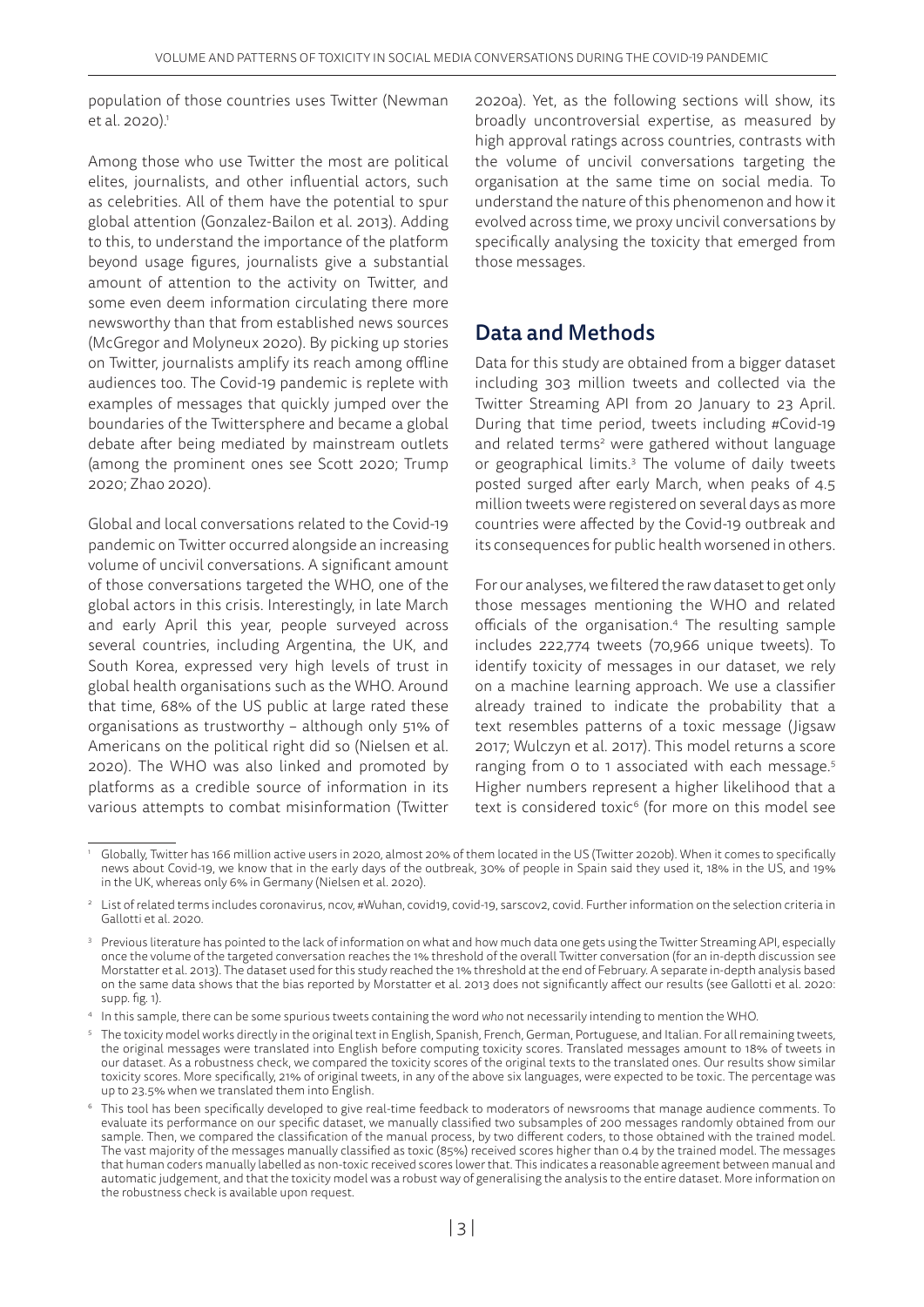population of those countries uses Twitter (Newman et al. 2020).[1]

Among those who use Twitter the most are political elites, journalists, and other influential actors, such as celebrities. All of them have the potential to spur global attention (Gonzalez-Bailon et al. 2013). Adding to this, to understand the importance of the platform beyond usage figures, journalists give a substantial amount of attention to the activity on Twitter, and some even deem information circulating there more newsworthy than that from established news sources (McGregor and Molyneux 2020). By picking up stories on Twitter, journalists amplify its reach among offline audiences too. The Covid-19 pandemic is replete with examples of messages that quickly jumped over the boundaries of the Twittersphere and became a global debate after being mediated by mainstream outlets (among the prominent ones see Scott 2020; Trump 2020; Zhao 2020).

Global and local conversations related to the Covid-19 pandemic on Twitter occurred alongside an increasing volume of uncivil conversations. A significant amount of those conversations targeted the WHO, one of the global actors in this crisis. Interestingly, in late March and early April this year, people surveyed across several countries, including Argentina, the UK, and South Korea, expressed very high levels of trust in global health organisations such as the WHO. Around that time, 68% of the US public at large rated these organisations as trustworthy – although only 51% of Americans on the political right did so (Nielsen et al. 2020). The WHO was also linked and promoted by platforms as a credible source of information in its various attempts to combat misinformation (Twitter 2020a). Yet, as the following sections will show, its broadly uncontroversial expertise, as measured by high approval ratings across countries, contrasts with the volume of uncivil conversations targeting the organisation at the same time on social media. To understand the nature of this phenomenon and how it evolved across time, we proxy uncivil conversations by specifically analysing the toxicity that emerged from those messages.

## Data and Methods

Data for this study are obtained from a bigger dataset including 303 million tweets and collected via the Twitter Streaming API from 20 January to 23 April. During that time period, tweets including #Covid-19 and related terms[2] were gathered without language or geographical limits.[3] The volume of daily tweets posted surged after early March, when peaks of 4.5 million tweets were registered on several days as more countries were affected by the Covid-19 outbreak and its consequences for public health worsened in others.

For our analyses, we filtered the raw dataset to get only those messages mentioning the WHO and related officials of the organisation.[4] The resulting sample includes 222,774 tweets (70,966 unique tweets). To identify toxicity of messages in our dataset, we rely on a machine learning approach. We use a classifier already trained to indicate the probability that a text resembles patterns of a toxic message (Jigsaw 2017; Wulczyn et al. 2017). This model returns a score ranging from 0 to 1 associated with each message.[5] Higher numbers represent a higher likelihood that a text is considered toxic[6] (for more on this model see

---

[1] Globally, Twitter has 166 million active users in 2020, almost 20% of them located in the US (Twitter 2020b). When it comes to specifically news about Covid-19, we know that in the early days of the outbreak, 30% of people in Spain said they used it, 18% in the US, and 19% in the UK, whereas only 6% in Germany (Nielsen et al. 2020).

[2] List of related terms includes coronavirus, ncov, #Wuhan, covid19, covid-19, sarscov2, covid. Further information on the selection criteria in Gallotti et al. 2020.

[3] Previous literature has pointed to the lack of information on what and how much data one gets using the Twitter Streaming API, especially once the volume of the targeted conversation reaches the 1% threshold of the overall Twitter conversation (for an in-depth discussion see Morstatter et al. 2013). The dataset used for this study reached the 1% threshold at the end of February. A separate in-depth analysis based on the same data shows that the bias reported by Morstatter et al. 2013 does not significantly affect our results (see Gallotti et al. 2020: supp. fig. 1).

[4] In this sample, there can be some spurious tweets containing the word *who* not necessarily intending to mention the WHO.

[5] The toxicity model works directly in the original text in English, Spanish, French, German, Portuguese, and Italian. For all remaining tweets, the original messages were translated into English before computing toxicity scores. Translated messages amount to 18% of tweets in our dataset. As a robustness check, we compared the toxicity scores of the original texts to the translated ones. Our results show similar toxicity scores. More specifically, 21% of original tweets, in any of the above six languages, were expected to be toxic. The percentage was up to 23.5% when we translated them into English.

[6] This tool has been specifically developed to give real-time feedback to moderators of newsrooms that manage audience comments. To evaluate its performance on our specific dataset, we manually classified two subsamples of 200 messages randomly obtained from our sample. Then, we compared the classification of the manual process, by two different coders, to those obtained with the trained model. The vast majority of the messages manually classified as toxic (85%) received scores higher than 0.4 by the trained model. The messages that human coders manually labelled as non-toxic received scores lower that. This indicates a reasonable agreement between manual and automatic judgement, and that the toxicity model was a robust way of generalising the analysis to the entire dataset. More information on the robustness check is available upon request.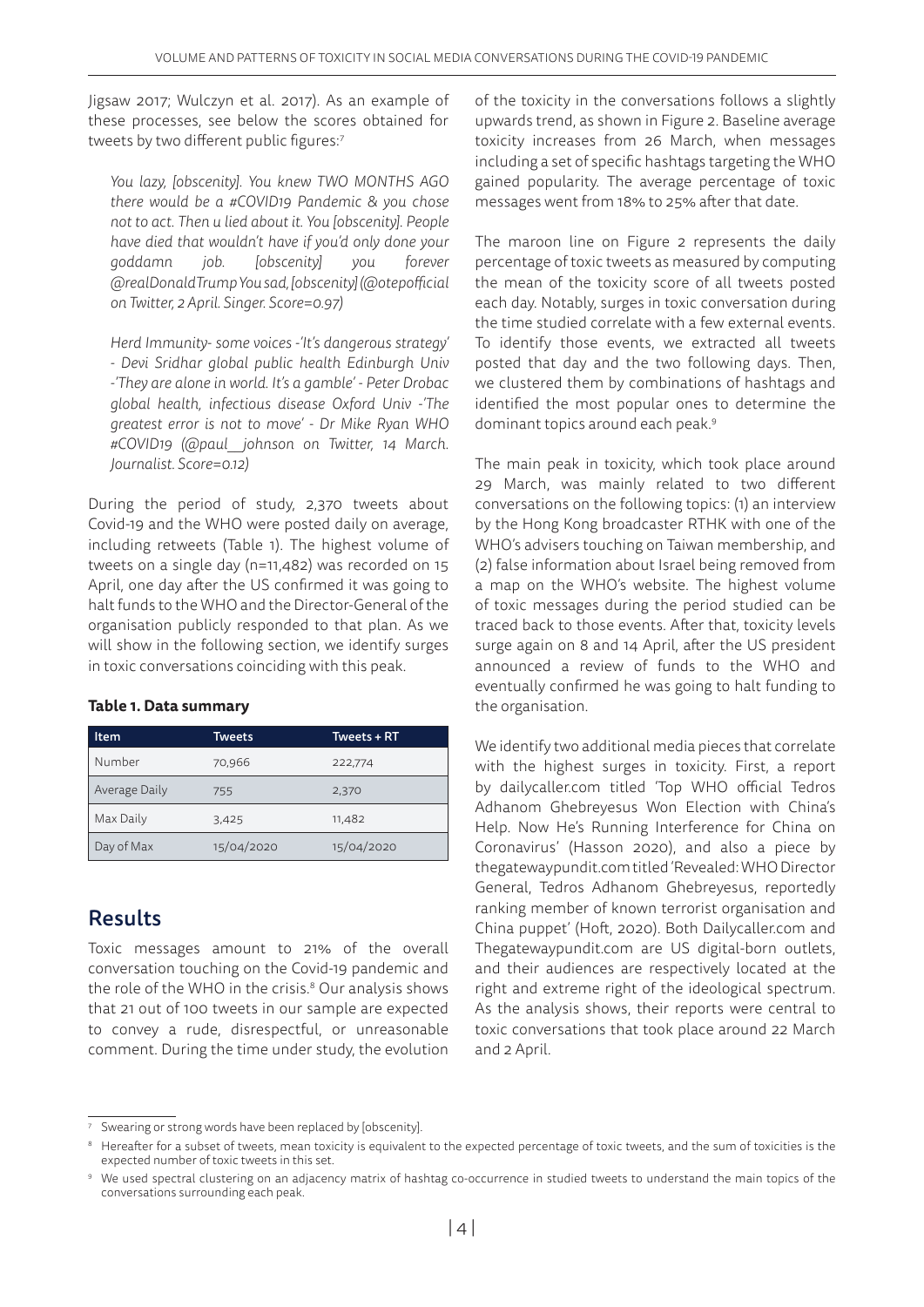Jigsaw 2017; Wulczyn et al. 2017). As an example of these processes, see below the scores obtained for tweets by two different public figures:[7]

> *You lazy, [obscenity]. You knew TWO MONTHS AGO there would be a #COVID19 Pandemic & you chose not to act. Then u lied about it. You [obscenity]. People have died that wouldn't have if you'd only done your goddamn job. [obscenity] you forever @realDonaldTrump You sad, [obscenity] (@otepofficial on Twitter, 2 April. Singer. Score=0.97)*

> *Herd Immunity- some voices -'It's dangerous strategy' - Devi Sridhar global public health Edinburgh Univ -'They are alone in world. It's a gamble' - Peter Drobac global health, infectious disease Oxford Univ -'The greatest error is not to move' - Dr Mike Ryan WHO #COVID19 (@paul__johnson on Twitter, 14 March. Journalist. Score=0.12)*

During the period of study, 2,370 tweets about Covid-19 and the WHO were posted daily on average, including retweets (Table 1). The highest volume of tweets on a single day (n=11,482) was recorded on 15 April, one day after the US confirmed it was going to halt funds to the WHO and the Director-General of the organisation publicly responded to that plan. As we will show in the following section, we identify surges in toxic conversations coinciding with this peak.

**Table 1. Data summary**

| Item | Tweets | Tweets + RT |
|---|---|---|
| Number | 70,966 | 222,774 |
| Average Daily | 755 | 2,370 |
| Max Daily | 3,425 | 11,482 |
| Day of Max | 15/04/2020 | 15/04/2020 |

## Results

Toxic messages amount to 21% of the overall conversation touching on the Covid-19 pandemic and the role of the WHO in the crisis.[8] Our analysis shows that 21 out of 100 tweets in our sample are expected to convey a rude, disrespectful, or unreasonable comment. During the time under study, the evolution of the toxicity in the conversations follows a slightly upwards trend, as shown in Figure 2. Baseline average toxicity increases from 26 March, when messages including a set of specific hashtags targeting the WHO gained popularity. The average percentage of toxic messages went from 18% to 25% after that date.

The maroon line on Figure 2 represents the daily percentage of toxic tweets as measured by computing the mean of the toxicity score of all tweets posted each day. Notably, surges in toxic conversation during the time studied correlate with a few external events. To identify those events, we extracted all tweets posted that day and the two following days. Then, we clustered them by combinations of hashtags and identified the most popular ones to determine the dominant topics around each peak.[9]

The main peak in toxicity, which took place around 29 March, was mainly related to two different conversations on the following topics: (1) an interview by the Hong Kong broadcaster RTHK with one of the WHO's advisers touching on Taiwan membership, and (2) false information about Israel being removed from a map on the WHO's website. The highest volume of toxic messages during the period studied can be traced back to those events. After that, toxicity levels surge again on 8 and 14 April, after the US president announced a review of funds to the WHO and eventually confirmed he was going to halt funding to the organisation.

We identify two additional media pieces that correlate with the highest surges in toxicity. First, a report by dailycaller.com titled 'Top WHO official Tedros Adhanom Ghebreyesus Won Election with China's Help. Now He's Running Interference for China on Coronavirus' (Hasson 2020), and also a piece by thegatewaypundit.com titled 'Revealed: WHO Director General, Tedros Adhanom Ghebreyesus, reportedly ranking member of known terrorist organisation and China puppet' (Hoft, 2020). Both Dailycaller.com and Thegatewaypundit.com are US digital-born outlets, and their audiences are respectively located at the right and extreme right of the ideological spectrum. As the analysis shows, their reports were central to toxic conversations that took place around 22 March and 2 April.

---

[7] Swearing or strong words have been replaced by [obscenity].

[8] Hereafter for a subset of tweets, mean toxicity is equivalent to the expected percentage of toxic tweets, and the sum of toxicities is the expected number of toxic tweets in this set.

[9] We used spectral clustering on an adjacency matrix of hashtag co-occurrence in studied tweets to understand the main topics of the conversations surrounding each peak.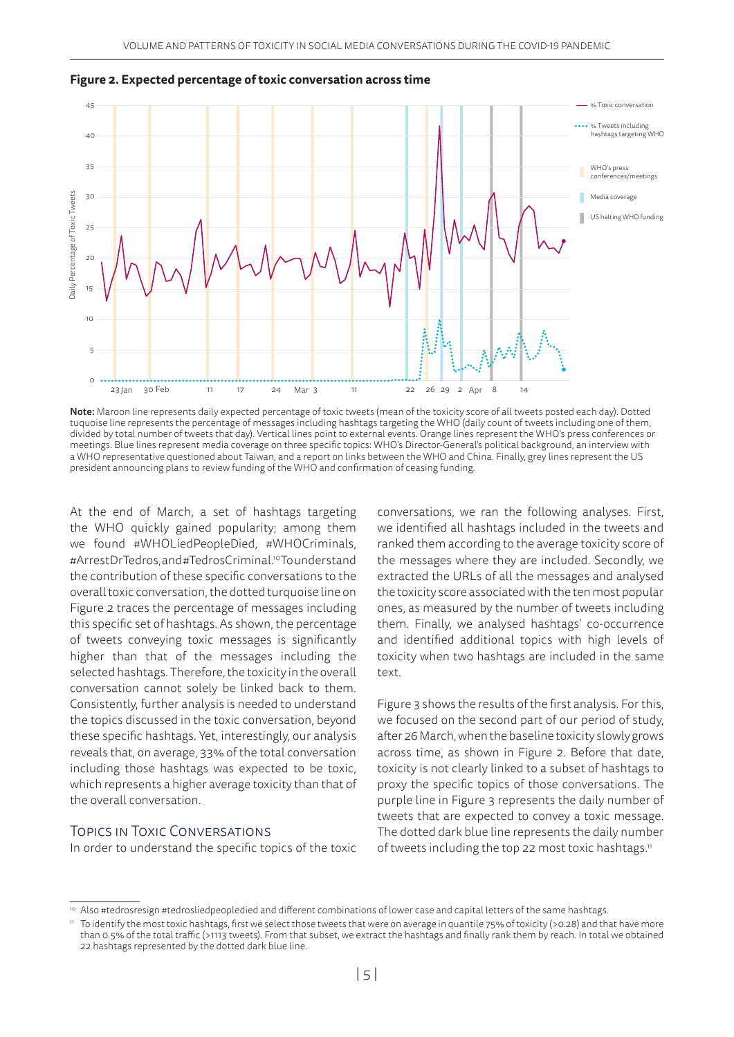**Figure 2. Expected percentage of toxic conversation across time**

**Note:** Maroon line represents daily expected percentage of toxic tweets (mean of the toxicity score of all tweets posted each day). Dotted tuquoise line represents the percentage of messages including hashtags targeting the WHO (daily count of tweets including one of them, divided by total number of tweets that day). Vertical lines point to external events. Orange lines represent the WHO's press conferences or meetings. Blue lines represent media coverage on three specific topics: WHO's Director-General's political background, an interview with a WHO representative questioned about Taiwan, and a report on links between the WHO and China. Finally, grey lines represent the US president announcing plans to review funding of the WHO and confirmation of ceasing funding.

At the end of March, a set of hashtags targeting the WHO quickly gained popularity; among them we found #WHOLiedPeopleDied, #WHOCriminals, #ArrestDrTedros, and #TedrosCriminal.[10] To understand the contribution of these specific conversations to the overall toxic conversation, the dotted turquoise line on Figure 2 traces the percentage of messages including this specific set of hashtags. As shown, the percentage of tweets conveying toxic messages is significantly higher than that of the messages including the selected hashtags. Therefore, the toxicity in the overall conversation cannot solely be linked back to them. Consistently, further analysis is needed to understand the topics discussed in the toxic conversation, beyond these specific hashtags. Yet, interestingly, our analysis reveals that, on average, 33% of the total conversation including those hashtags was expected to be toxic, which represents a higher average toxicity than that of the overall conversation.

## Topics in Toxic Conversations

In order to understand the specific topics of the toxic conversations, we ran the following analyses. First, we identified all hashtags included in the tweets and ranked them according to the average toxicity score of the messages where they are included. Secondly, we extracted the URLs of all the messages and analysed the toxicity score associated with the ten most popular ones, as measured by the number of tweets including them. Finally, we analysed hashtags' co-occurrence and identified additional topics with high levels of toxicity when two hashtags are included in the same text.

Figure 3 shows the results of the first analysis. For this, we focused on the second part of our period of study, after 26 March, when the baseline toxicity slowly grows across time, as shown in Figure 2. Before that date, toxicity is not clearly linked to a subset of hashtags to proxy the specific topics of those conversations. The purple line in Figure 3 represents the daily number of tweets that are expected to convey a toxic message. The dotted dark blue line represents the daily number of tweets including the top 22 most toxic hashtags.[11]

---

[10] Also #tedrosresign #tedrosliedpeopledied and different combinations of lower case and capital letters of the same hashtags.

[11] To identify the most toxic hashtags, first we select those tweets that were on average in quantile 75% of toxicity (>0.28) and that have more than 0.5% of the total traffic (>1113 tweets). From that subset, we extract the hashtags and finally rank them by reach. In total we obtained 22 hashtags represented by the dotted dark blue line.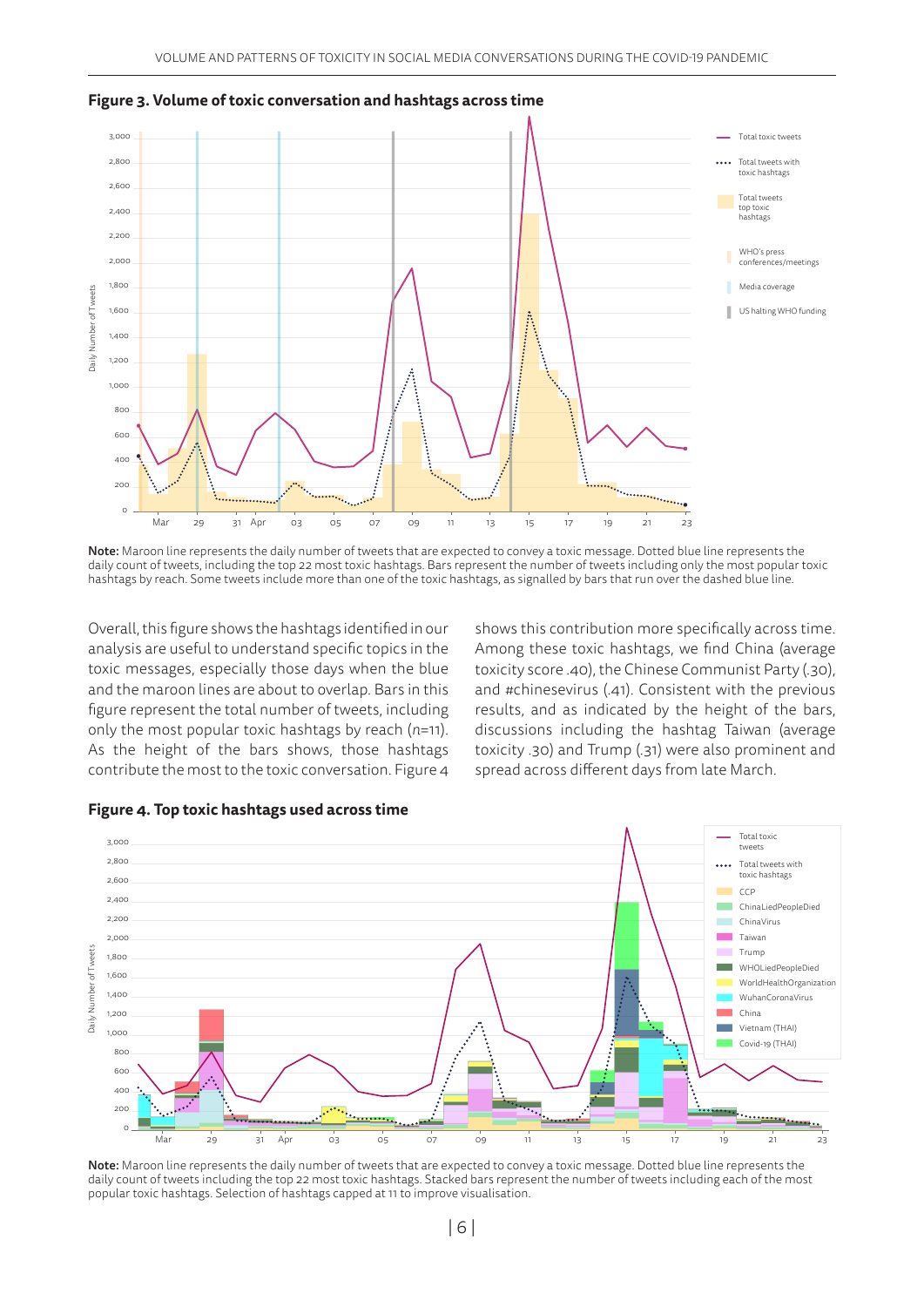**Figure 3. Volume of toxic conversation and hashtags across time**

**Note:** Maroon line represents the daily number of tweets that are expected to convey a toxic message. Dotted blue line represents the daily count of tweets, including the top 22 most toxic hashtags. Bars represent the number of tweets including only the most popular toxic hashtags by reach. Some tweets include more than one of the toxic hashtags, as signalled by bars that run over the dashed blue line.

Overall, this figure shows the hashtags identified in our analysis are useful to understand specific topics in the toxic messages, especially those days when the blue and the maroon lines are about to overlap. Bars in this figure represent the total number of tweets, including only the most popular toxic hashtags by reach ($n$=11). As the height of the bars shows, those hashtags contribute the most to the toxic conversation. Figure 4 shows this contribution more specifically across time. Among these toxic hashtags, we find China (average toxicity score .40), the Chinese Communist Party (.30), and #chinesevirus (.41). Consistent with the previous results, and as indicated by the height of the bars, discussions including the hashtag Taiwan (average toxicity .30) and Trump (.31) were also prominent and spread across different days from late March.

**Figure 4. Top toxic hashtags used across time**

**Note:** Maroon line represents the daily number of tweets that are expected to convey a toxic message. Dotted blue line represents the daily count of tweets including the top 22 most toxic hashtags. Stacked bars represent the number of tweets including each of the most popular toxic hashtags. Selection of hashtags capped at 11 to improve visualisation.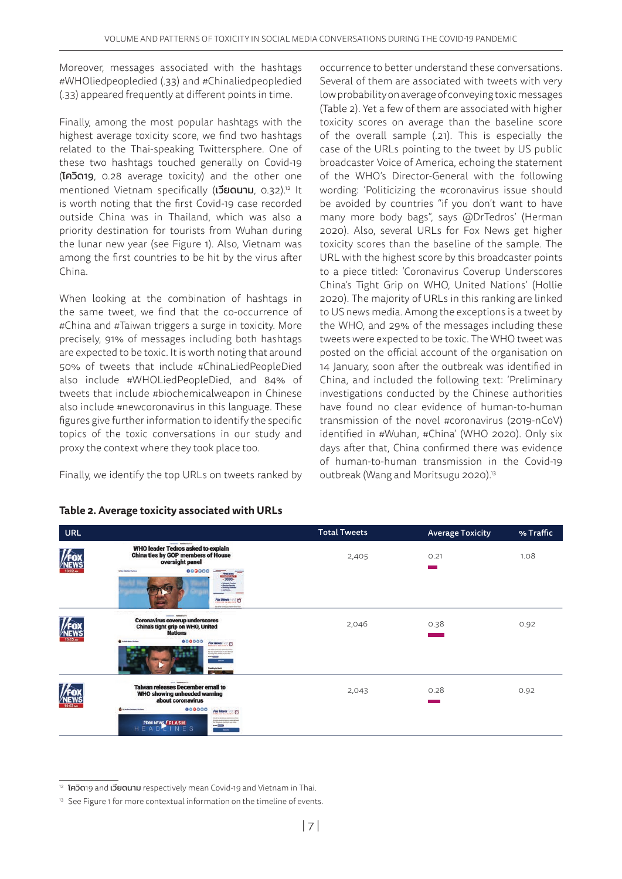Moreover, messages associated with the hashtags #WHOliedpeopledied (.33) and #Chinaliedpeopledied (.33) appeared frequently at different points in time.

Finally, among the most popular hashtags with the highest average toxicity score, we find two hashtags related to the Thai-speaking Twittersphere. One of these two hashtags touched generally on Covid-19 (โควิด19, 0.28 average toxicity) and the other one mentioned Vietnam specifically (เวียดนาม, 0.32).[12] It is worth noting that the first Covid-19 case recorded outside China was in Thailand, which was also a priority destination for tourists from Wuhan during the lunar new year (see Figure 1). Also, Vietnam was among the first countries to be hit by the virus after China.

When looking at the combination of hashtags in the same tweet, we find that the co-occurrence of #China and #Taiwan triggers a surge in toxicity. More precisely, 91% of messages including both hashtags are expected to be toxic. It is worth noting that around 50% of tweets that include #ChinaLiedPeopleDied also include #WHOLiedPeopleDied, and 84% of tweets that include #biochemicalweapon in Chinese also include #newcoronavirus in this language. These figures give further information to identify the specific topics of the toxic conversations in our study and proxy the context where they took place too.

Finally, we identify the top URLs on tweets ranked by occurrence to better understand these conversations. Several of them are associated with tweets with very low probability on average of conveying toxic messages (Table 2). Yet a few of them are associated with higher toxicity scores on average than the baseline score of the overall sample (.21). This is especially the case of the URLs pointing to the tweet by US public broadcaster Voice of America, echoing the statement of the WHO's Director-General with the following wording: 'Politicizing the #coronavirus issue should be avoided by countries "if you don't want to have many more body bags", says @DrTedros' (Herman 2020). Also, several URLs for Fox News get higher toxicity scores than the baseline of the sample. The URL with the highest score by this broadcaster points to a piece titled: 'Coronavirus Coverup Underscores China's Tight Grip on WHO, United Nations' (Hollie 2020). The majority of URLs in this ranking are linked to US news media. Among the exceptions is a tweet by the WHO, and 29% of the messages including these tweets were expected to be toxic. The WHO tweet was posted on the official account of the organisation on 14 January, soon after the outbreak was identified in China, and included the following text: 'Preliminary investigations conducted by the Chinese authorities have found no clear evidence of human-to-human transmission of the novel #coronavirus (2019-nCoV) identified in #Wuhan, #China' (WHO 2020). Only six days after that, China confirmed there was evidence of human-to-human transmission in the Covid-19 outbreak (Wang and Moritsugu 2020).[13]

**Table 2. Average toxicity associated with URLs**

| URL | Total Tweets | Average Toxicity | % Traffic |
|---|---|---|---|
| Fox News: WHO leader Tedros asked to explain China ties by GOP members of House oversight panel | 2,405 | 0.21 | 1.08 |
| Fox News: Coronavirus coverup underscores China's tight grip on WHO, United Nations | 2,046 | 0.38 | 0.92 |
| Fox News: Taiwan releases December email to WHO showing unheeded warning about coronavirus | 2,043 | 0.28 | 0.92 |

[12] โควิด19 and เวียดนาม respectively mean Covid-19 and Vietnam in Thai.

[13] See Figure 1 for more contextual information on the timeline of events.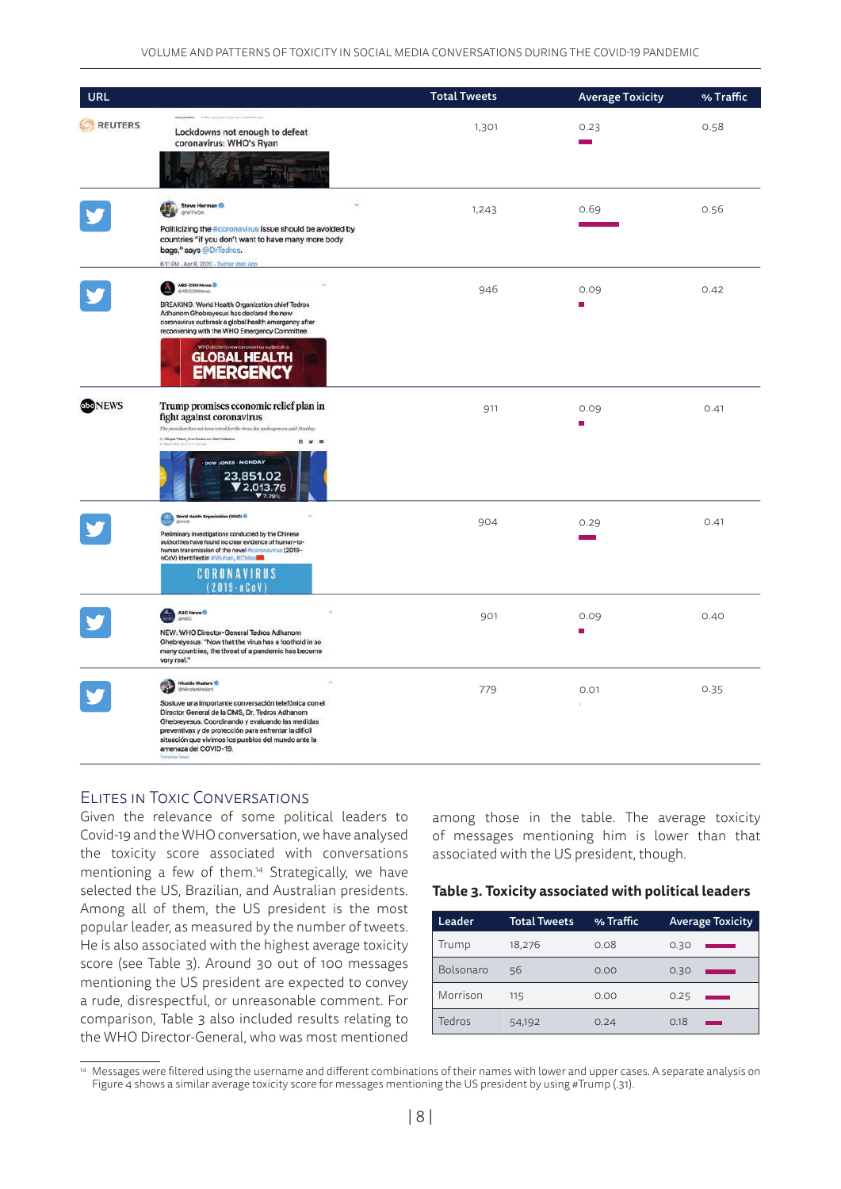| URL | | Total Tweets | Average Toxicity | % Traffic |
|---|---|---|---|---|
| REUTERS | Lockdowns not enough to defeat coronavirus: WHO's Ryan | 1,301 | 0.23 | 0.58 |
| Twitter | Steve Herman @W7VOA — Politicizing the #coronavirus issue should be avoided by countries "if you don't want to have many more body bags," says @DrTedros. | 1,243 | 0.69 | 0.56 |
| Twitter | ABS-CBN News @ABSCBNNews — BREAKING: World Health Organization chief Tedros Adhanom Ghebreyesus has declared the new coronavirus outbreak a global health emergency after reconvening with the WHO Emergency Committee. | 946 | 0.09 | 0.42 |
| abc NEWS | Trump promises economic relief plan in fight against coronavirus | 911 | 0.09 | 0.41 |
| Twitter | World Health Organization (WHO) @WHO — Preliminary investigations conducted by the Chinese authorities have found no clear evidence of human-to-human transmission of the novel #coronavirus (2019-nCoV) identified in #Wuhan, #China | 904 | 0.29 | 0.41 |
| Twitter | ABC News @ABC — NEW: WHO Director-General Tedros Adhanom Ghebreyesus: "Now that the virus has a foothold in so many countries, the threat of a pandemic has become very real." | 901 | 0.09 | 0.40 |
| Twitter | Nicolás Maduro @NicolasMaduro — Sostuve una importante conversación telefónica con el Director General de la OMS, Dr. Tedros Adhanom Ghebreyesus. Coordinando y evaluando las medidas preventivas y de protección para enfrentar la difícil situación que vivimos los pueblos del mundo ente la amenaza del COVID-19. | 779 | 0.01 | 0.35 |

## Elites in Toxic Conversations

Given the relevance of some political leaders to Covid-19 and the WHO conversation, we have analysed the toxicity score associated with conversations mentioning a few of them.[14] Strategically, we have selected the US, Brazilian, and Australian presidents. Among all of them, the US president is the most popular leader, as measured by the number of tweets. He is also associated with the highest average toxicity score (see Table 3). Around 30 out of 100 messages mentioning the US president are expected to convey a rude, disrespectful, or unreasonable comment. For comparison, Table 3 also included results relating to the WHO Director-General, who was most mentioned among those in the table. The average toxicity of messages mentioning him is lower than that associated with the US president, though.

**Table 3. Toxicity associated with political leaders**

| Leader | Total Tweets | % Traffic | Average Toxicity |
|---|---|---|---|
| Trump | 18,276 | 0.08 | 0.30 |
| Bolsonaro | 56 | 0.00 | 0.30 |
| Morrison | 115 | 0.00 | 0.25 |
| Tedros | 54,192 | 0.24 | 0.18 |

[14] Messages were filtered using the username and different combinations of their names with lower and upper cases. A separate analysis on Figure 4 shows a similar average toxicity score for messages mentioning the US president by using #Trump (.31).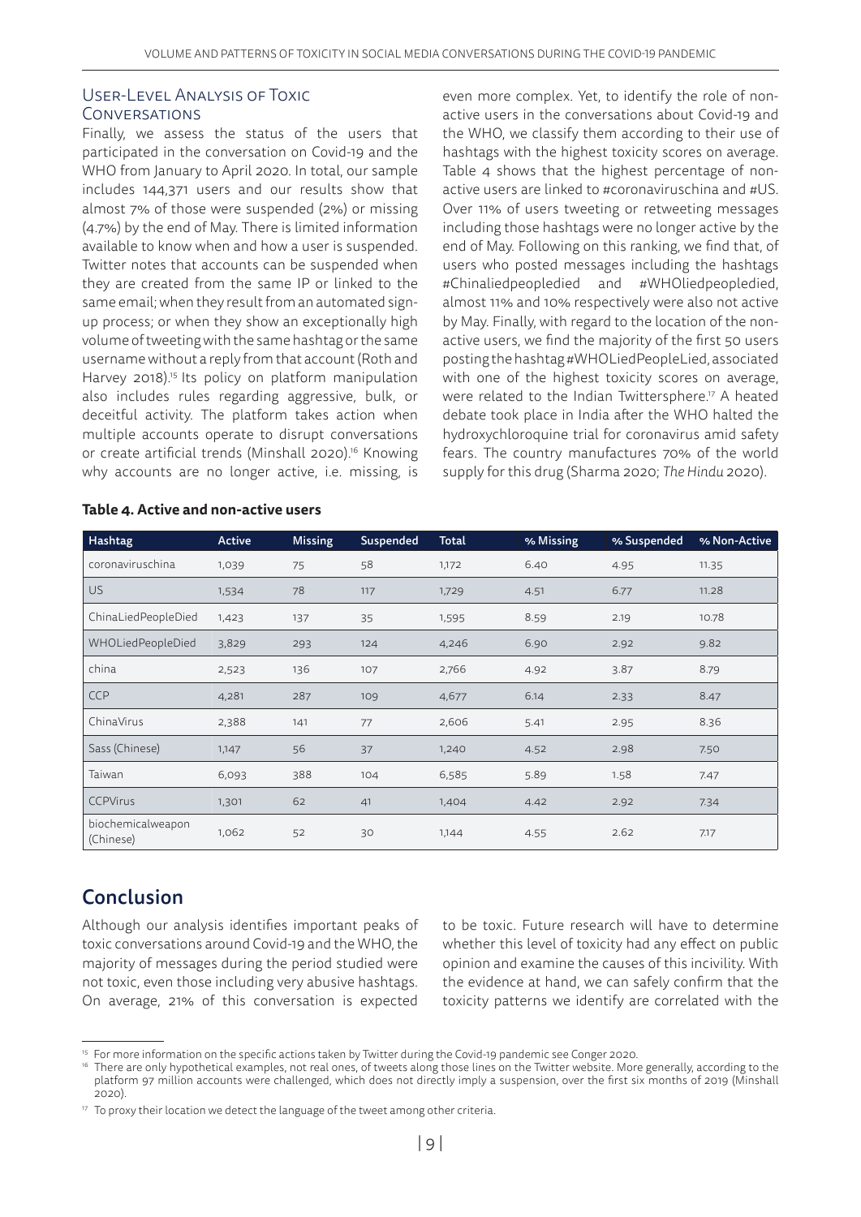### User-Level Analysis of Toxic Conversations

Finally, we assess the status of the users that participated in the conversation on Covid-19 and the WHO from January to April 2020. In total, our sample includes 144,371 users and our results show that almost 7% of those were suspended (2%) or missing (4.7%) by the end of May. There is limited information available to know when and how a user is suspended. Twitter notes that accounts can be suspended when they are created from the same IP or linked to the same email; when they result from an automated sign-up process; or when they show an exceptionally high volume of tweeting with the same hashtag or the same username without a reply from that account (Roth and Harvey 2018).[15] Its policy on platform manipulation also includes rules regarding aggressive, bulk, or deceitful activity. The platform takes action when multiple accounts operate to disrupt conversations or create artificial trends (Minshall 2020).[16] Knowing why accounts are no longer active, i.e. missing, is even more complex. Yet, to identify the role of non-active users in the conversations about Covid-19 and the WHO, we classify them according to their use of hashtags with the highest toxicity scores on average. Table 4 shows that the highest percentage of non-active users are linked to #coronaviruschina and #US. Over 11% of users tweeting or retweeting messages including those hashtags were no longer active by the end of May. Following on this ranking, we find that, of users who posted messages including the hashtags #Chinaliedpeopledied and #WHOliedpeopledied, almost 11% and 10% respectively were also not active by May. Finally, with regard to the location of the non-active users, we find the majority of the first 50 users posting the hashtag #WHOLiedPeopleLied, associated with one of the highest toxicity scores on average, were related to the Indian Twittersphere.[17] A heated debate took place in India after the WHO halted the hydroxychloroquine trial for coronavirus amid safety fears. The country manufactures 70% of the world supply for this drug (Sharma 2020; *The Hindu* 2020).

**Table 4. Active and non-active users**

| Hashtag | Active | Missing | Suspended | Total | % Missing | % Suspended | % Non-Active |
|---|---|---|---|---|---|---|---|
| coronaviruschina | 1,039 | 75 | 58 | 1,172 | 6.40 | 4.95 | 11.35 |
| US | 1,534 | 78 | 117 | 1,729 | 4.51 | 6.77 | 11.28 |
| ChinaLiedPeopleDied | 1,423 | 137 | 35 | 1,595 | 8.59 | 2.19 | 10.78 |
| WHOLiedPeopleDied | 3,829 | 293 | 124 | 4,246 | 6.90 | 2.92 | 9.82 |
| china | 2,523 | 136 | 107 | 2,766 | 4.92 | 3.87 | 8.79 |
| CCP | 4,281 | 287 | 109 | 4,677 | 6.14 | 2.33 | 8.47 |
| ChinaVirus | 2,388 | 141 | 77 | 2,606 | 5.41 | 2.95 | 8.36 |
| Sass (Chinese) | 1,147 | 56 | 37 | 1,240 | 4.52 | 2.98 | 7.50 |
| Taiwan | 6,093 | 388 | 104 | 6,585 | 5.89 | 1.58 | 7.47 |
| CCPVirus | 1,301 | 62 | 41 | 1,404 | 4.42 | 2.92 | 7.34 |
| biochemicalweapon (Chinese) | 1,062 | 52 | 30 | 1,144 | 4.55 | 2.62 | 7.17 |

## Conclusion

Although our analysis identifies important peaks of toxic conversations around Covid-19 and the WHO, the majority of messages during the period studied were not toxic, even those including very abusive hashtags. On average, 21% of this conversation is expected to be toxic. Future research will have to determine whether this level of toxicity had any effect on public opinion and examine the causes of this incivility. With the evidence at hand, we can safely confirm that the toxicity patterns we identify are correlated with the

[15] For more information on the specific actions taken by Twitter during the Covid-19 pandemic see Conger 2020.

[16] There are only hypothetical examples, not real ones, of tweets along those lines on the Twitter website. More generally, according to the platform 97 million accounts were challenged, which does not directly imply a suspension, over the first six months of 2019 (Minshall 2020).

[17] To proxy their location we detect the language of the tweet among other criteria.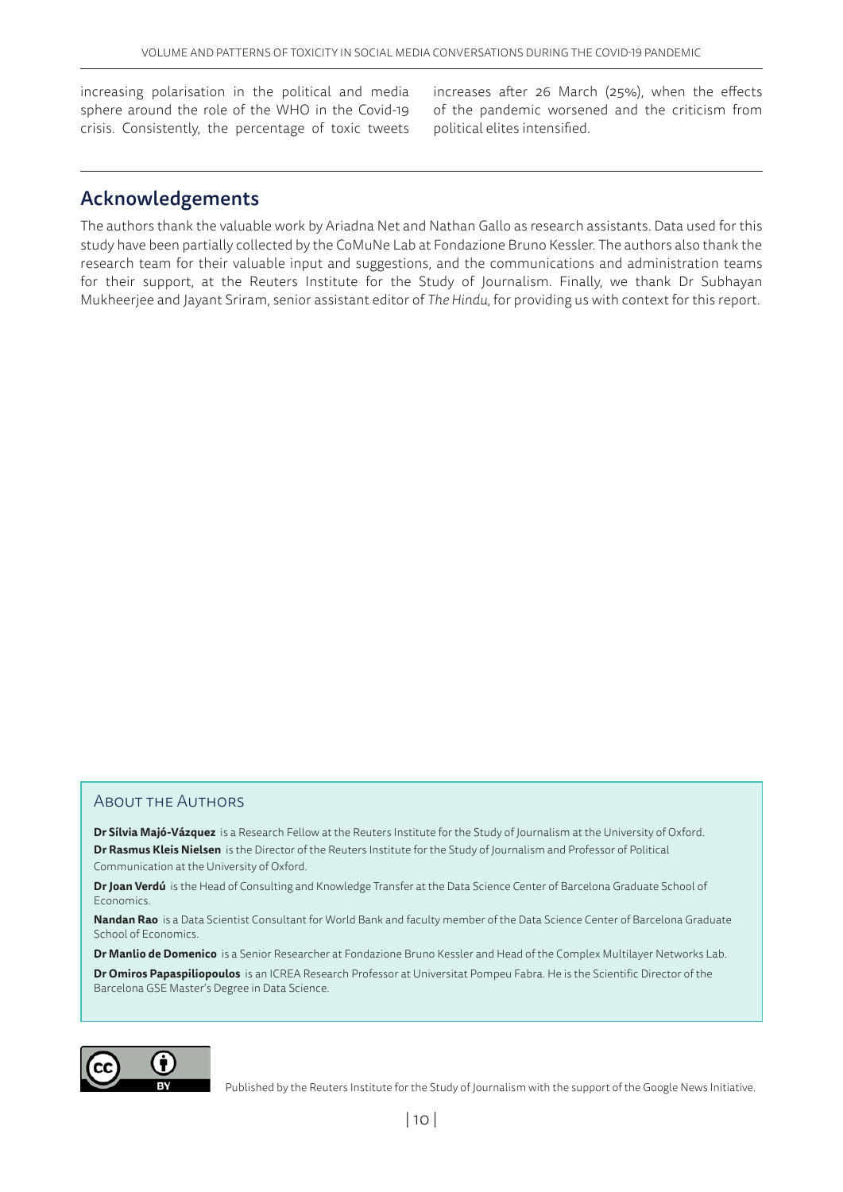increasing polarisation in the political and media sphere around the role of the WHO in the Covid-19 crisis. Consistently, the percentage of toxic tweets increases after 26 March (25%), when the effects of the pandemic worsened and the criticism from political elites intensified.

## Acknowledgements

The authors thank the valuable work by Ariadna Net and Nathan Gallo as research assistants. Data used for this study have been partially collected by the CoMuNe Lab at Fondazione Bruno Kessler. The authors also thank the research team for their valuable input and suggestions, and the communications and administration teams for their support, at the Reuters Institute for the Study of Journalism. Finally, we thank Dr Subhayan Mukheerjee and Jayant Sriram, senior assistant editor of *The Hindu*, for providing us with context for this report.

### About the Authors

**Dr Sílvia Majó-Vázquez** is a Research Fellow at the Reuters Institute for the Study of Journalism at the University of Oxford.

**Dr Rasmus Kleis Nielsen** is the Director of the Reuters Institute for the Study of Journalism and Professor of Political Communication at the University of Oxford.

**Dr Joan Verdú** is the Head of Consulting and Knowledge Transfer at the Data Science Center of Barcelona Graduate School of Economics.

**Nandan Rao** is a Data Scientist Consultant for World Bank and faculty member of the Data Science Center of Barcelona Graduate School of Economics.

**Dr Manlio de Domenico** is a Senior Researcher at Fondazione Bruno Kessler and Head of the Complex Multilayer Networks Lab.

**Dr Omiros Papaspiliopoulos** is an ICREA Research Professor at Universitat Pompeu Fabra. He is the Scientific Director of the Barcelona GSE Master's Degree in Data Science.

Published by the Reuters Institute for the Study of Journalism with the support of the Google News Initiative.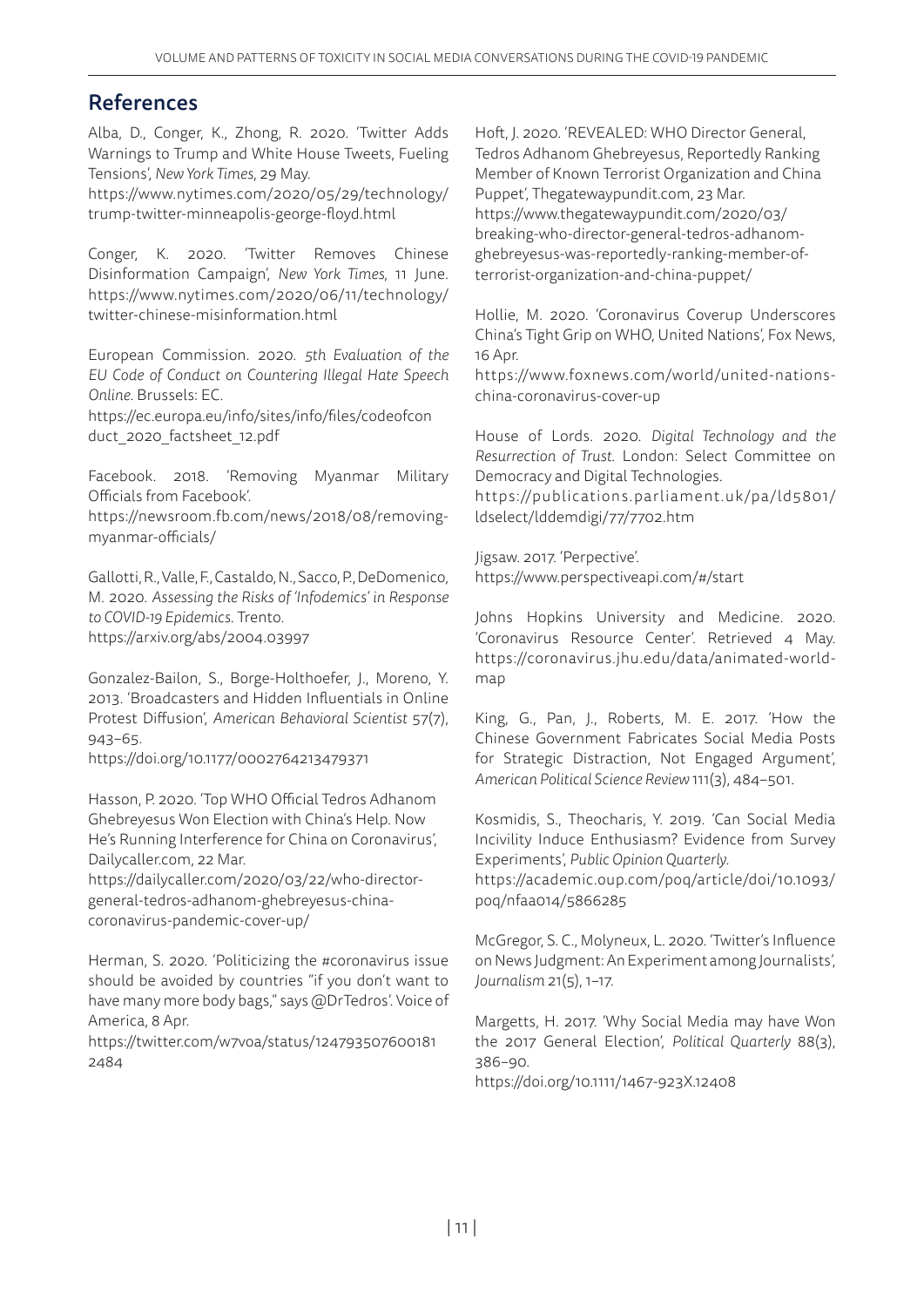## References

Alba, D., Conger, K., Zhong, R. 2020. 'Twitter Adds Warnings to Trump and White House Tweets, Fueling Tensions', *New York Times*, 29 May.
https://www.nytimes.com/2020/05/29/technology/trump-twitter-minneapolis-george-floyd.html

Conger, K. 2020. 'Twitter Removes Chinese Disinformation Campaign', *New York Times*, 11 June. https://www.nytimes.com/2020/06/11/technology/twitter-chinese-misinformation.html

European Commission. 2020. *5th Evaluation of the EU Code of Conduct on Countering Illegal Hate Speech Online*. Brussels: EC.
https://ec.europa.eu/info/sites/info/files/codeofconduct_2020_factsheet_12.pdf

Facebook. 2018. 'Removing Myanmar Military Officials from Facebook'.
https://newsroom.fb.com/news/2018/08/removing-myanmar-officials/

Gallotti, R., Valle, F., Castaldo, N., Sacco, P., DeDomenico, M. 2020. *Assessing the Risks of 'Infodemics' in Response to COVID-19 Epidemics*. Trento.
https://arxiv.org/abs/2004.03997

Gonzalez-Bailon, S., Borge-Holthoefer, J., Moreno, Y. 2013. 'Broadcasters and Hidden Influentials in Online Protest Diffusion', *American Behavioral Scientist* 57(7), 943–65.
https://doi.org/10.1177/0002764213479371

Hasson, P. 2020. 'Top WHO Official Tedros Adhanom Ghebreyesus Won Election with China's Help. Now He's Running Interference for China on Coronavirus', Dailycaller.com, 22 Mar.
https://dailycaller.com/2020/03/22/who-director-general-tedros-adhanom-ghebreyesus-china-coronavirus-pandemic-cover-up/

Herman, S. 2020. 'Politicizing the #coronavirus issue should be avoided by countries "if you don't want to have many more body bags," says @DrTedros'. Voice of America, 8 Apr.
https://twitter.com/w7voa/status/1247935076001812484

Hoft, J. 2020. 'REVEALED: WHO Director General, Tedros Adhanom Ghebreyesus, Reportedly Ranking Member of Known Terrorist Organization and China Puppet', Thegatewaypundit.com, 23 Mar.
https://www.thegatewaypundit.com/2020/03/breaking-who-director-general-tedros-adhanom-ghebreyesus-was-reportedly-ranking-member-of-terrorist-organization-and-china-puppet/

Hollie, M. 2020. 'Coronavirus Coverup Underscores China's Tight Grip on WHO, United Nations', Fox News, 16 Apr.
https://www.foxnews.com/world/united-nations-china-coronavirus-cover-up

House of Lords. 2020. *Digital Technology and the Resurrection of Trust*. London: Select Committee on Democracy and Digital Technologies.
https://publications.parliament.uk/pa/ld5801/ldselect/lddemdigi/77/7702.htm

Jigsaw. 2017. 'Perpective'.
https://www.perspectiveapi.com/#/start

Johns Hopkins University and Medicine. 2020. 'Coronavirus Resource Center'. Retrieved 4 May. https://coronavirus.jhu.edu/data/animated-world-map

King, G., Pan, J., Roberts, M. E. 2017. 'How the Chinese Government Fabricates Social Media Posts for Strategic Distraction, Not Engaged Argument', *American Political Science Review* 111(3), 484–501.

Kosmidis, S., Theocharis, Y. 2019. 'Can Social Media Incivility Induce Enthusiasm? Evidence from Survey Experiments', *Public Opinion Quarterly*.
https://academic.oup.com/poq/article/doi/10.1093/poq/nfaa014/5866285

McGregor, S. C., Molyneux, L. 2020. 'Twitter's Influence on News Judgment: An Experiment among Journalists', *Journalism* 21(5), 1–17.

Margetts, H. 2017. 'Why Social Media may have Won the 2017 General Election', *Political Quarterly* 88(3), 386–90.
https://doi.org/10.1111/1467-923X.12408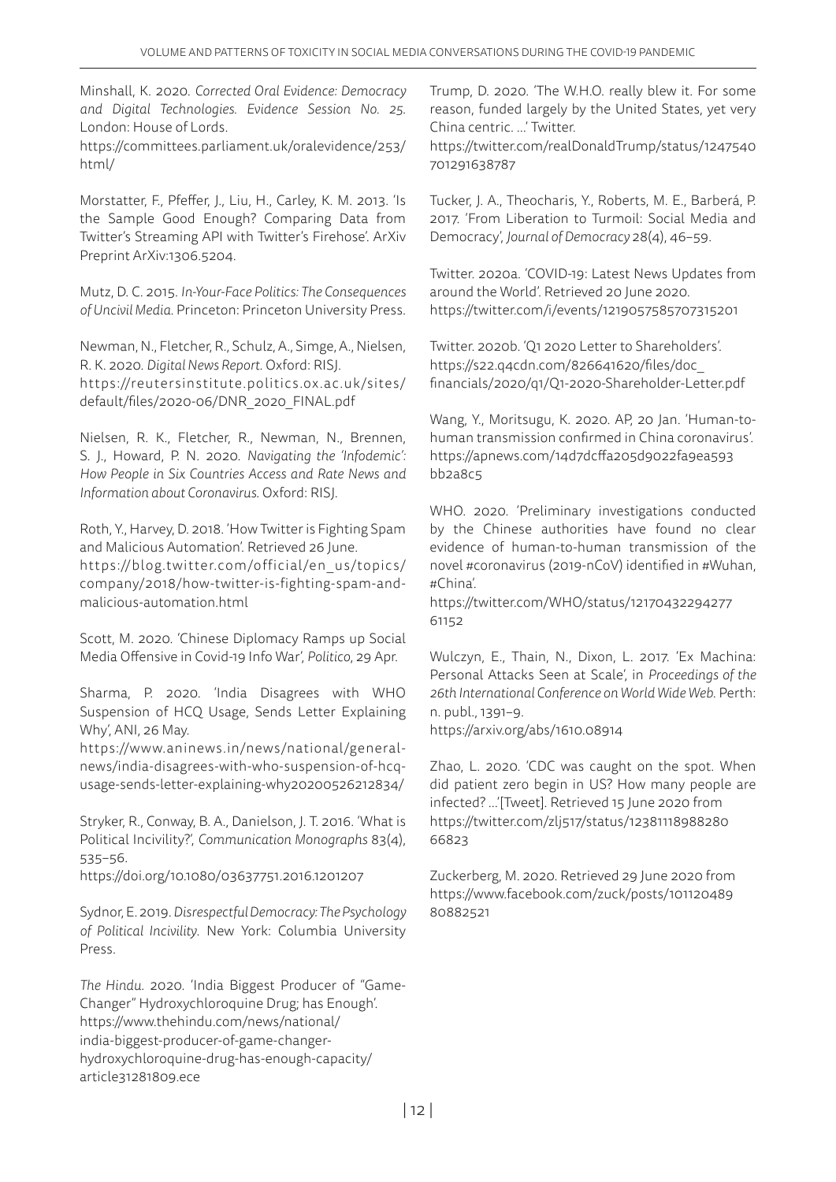Minshall, K. 2020. *Corrected Oral Evidence: Democracy and Digital Technologies. Evidence Session No. 25.* London: House of Lords.
https://committees.parliament.uk/oralevidence/253/html/

Morstatter, F., Pfeffer, J., Liu, H., Carley, K. M. 2013. 'Is the Sample Good Enough? Comparing Data from Twitter's Streaming API with Twitter's Firehose'. ArXiv Preprint ArXiv:1306.5204.

Mutz, D. C. 2015. *In-Your-Face Politics: The Consequences of Uncivil Media.* Princeton: Princeton University Press.

Newman, N., Fletcher, R., Schulz, A., Simge, A., Nielsen, R. K. 2020. *Digital News Report.* Oxford: RISJ.
https://reutersinstitute.politics.ox.ac.uk/sites/default/files/2020-06/DNR_2020_FINAL.pdf

Nielsen, R. K., Fletcher, R., Newman, N., Brennen, S. J., Howard, P. N. 2020. *Navigating the 'Infodemic': How People in Six Countries Access and Rate News and Information about Coronavirus.* Oxford: RISJ.

Roth, Y., Harvey, D. 2018. 'How Twitter is Fighting Spam and Malicious Automation'. Retrieved 26 June.
https://blog.twitter.com/official/en_us/topics/company/2018/how-twitter-is-fighting-spam-and-malicious-automation.html

Scott, M. 2020. 'Chinese Diplomacy Ramps up Social Media Offensive in Covid-19 Info War', *Politico*, 29 Apr.

Sharma, P. 2020. 'India Disagrees with WHO Suspension of HCQ Usage, Sends Letter Explaining Why', ANI, 26 May.
https://www.aninews.in/news/national/general-news/india-disagrees-with-who-suspension-of-hcq-usage-sends-letter-explaining-why20200526212834/

Stryker, R., Conway, B. A., Danielson, J. T. 2016. 'What is Political Incivility?', *Communication Monographs* 83(4), 535–56.
https://doi.org/10.1080/03637751.2016.1201207

Sydnor, E. 2019. *Disrespectful Democracy: The Psychology of Political Incivility.* New York: Columbia University Press.

*The Hindu*. 2020. 'India Biggest Producer of "Game-Changer" Hydroxychloroquine Drug; has Enough'.
https://www.thehindu.com/news/national/india-biggest-producer-of-game-changer-hydroxychloroquine-drug-has-enough-capacity/article31281809.ece

Trump, D. 2020. 'The W.H.O. really blew it. For some reason, funded largely by the United States, yet very China centric. ...' Twitter.
https://twitter.com/realDonaldTrump/status/1247540701291638787

Tucker, J. A., Theocharis, Y., Roberts, M. E., Barberá, P. 2017. 'From Liberation to Turmoil: Social Media and Democracy', *Journal of Democracy* 28(4), 46–59.

Twitter. 2020a. 'COVID-19: Latest News Updates from around the World'. Retrieved 20 June 2020.
https://twitter.com/i/events/1219057585707315201

Twitter. 2020b. 'Q1 2020 Letter to Shareholders'.
https://s22.q4cdn.com/826641620/files/doc_financials/2020/q1/Q1-2020-Shareholder-Letter.pdf

Wang, Y., Moritsugu, K. 2020. AP, 20 Jan. 'Human-to-human transmission confirmed in China coronavirus'.
https://apnews.com/14d7dcffa205d9022fa9ea593bb2a8c5

WHO. 2020. 'Preliminary investigations conducted by the Chinese authorities have found no clear evidence of human-to-human transmission of the novel #coronavirus (2019-nCoV) identified in #Wuhan, #China'.
https://twitter.com/WHO/status/1217043229427761152

Wulczyn, E., Thain, N., Dixon, L. 2017. 'Ex Machina: Personal Attacks Seen at Scale', in *Proceedings of the 26th International Conference on World Wide Web.* Perth: n. publ., 1391–9.
https://arxiv.org/abs/1610.08914

Zhao, L. 2020. 'CDC was caught on the spot. When did patient zero begin in US? How many people are infected? ...'[Tweet]. Retrieved 15 June 2020 from
https://twitter.com/zlj517/status/1238111898828066823

Zuckerberg, M. 2020. Retrieved 29 June 2020 from
https://www.facebook.com/zuck/posts/10112048980882521